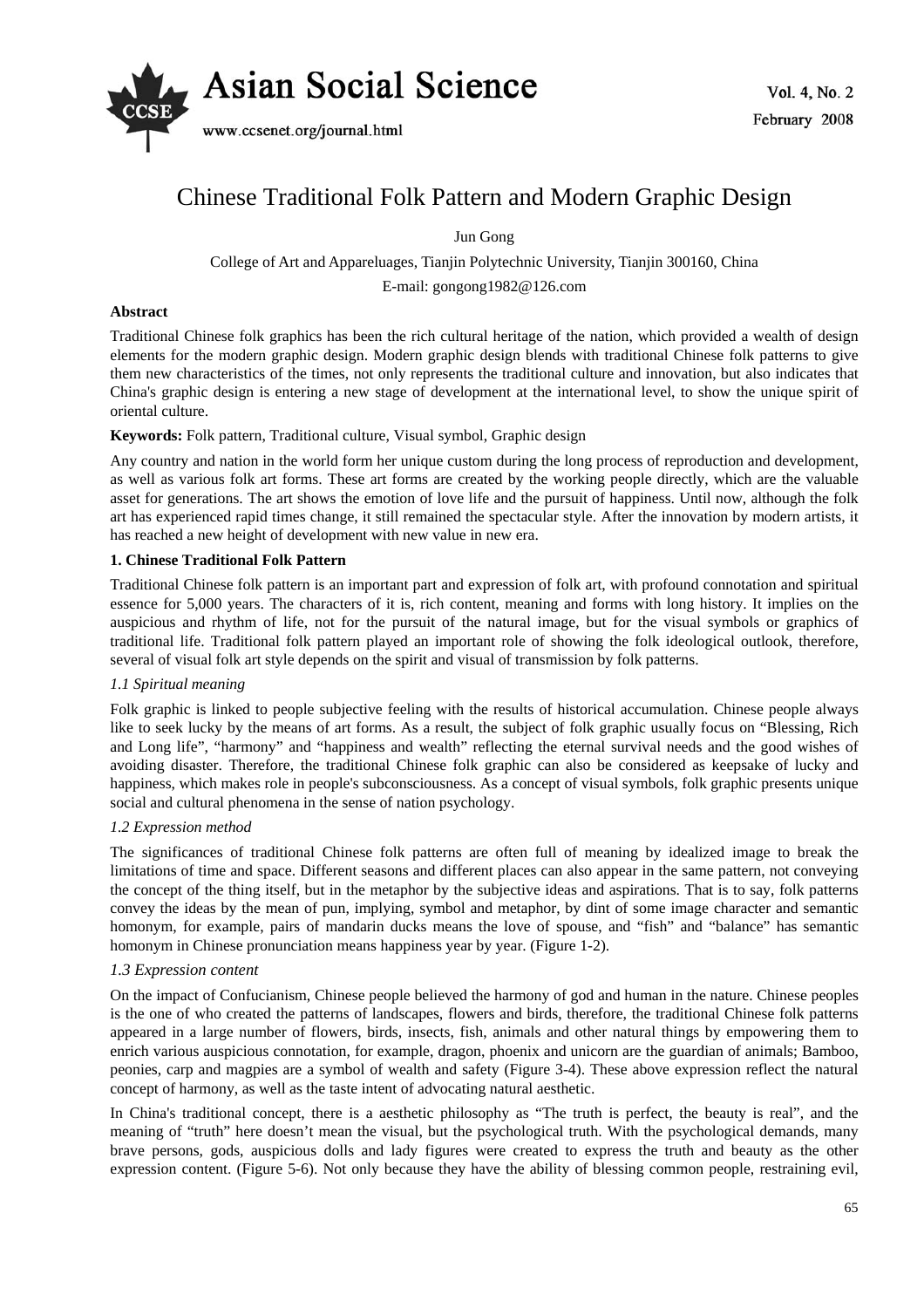# Chinese Traditional Folk Pattern and Modern Graphic Design

Jun Gong

College of Art and Appareluages, Tianjin Polytechnic University, Tianjin 300160, China

E-mail: gongong1982@126.com

**Abstract**

Traditional Chinese folk graphics has been the rich cultural heritage of the nation, which provided a wealth of design elements for the modern graphic design. Modern graphic design blends with traditional Chinese folk patterns to give them new characteristics of the times, not only represents the traditional culture and innovation, but also indicates that China's graphic design is entering a new stage of development at the international level, to show the unique spirit of oriental culture.

**Keywords:** Folk pattern, Traditional culture, Visual symbol, Graphic design

Any country and nation in the world form her unique custom during the long process of reproduction and development, as well as various folk art forms. These art forms are created by the working people directly, which are the valuable asset for generations. The art shows the emotion of love life and the pursuit of happiness. Until now, although the folk art has experienced rapid times change, it still remained the spectacular style. After the innovation by modern artists, it has reached a new height of development with new value in new era.

## 1. Chinese Traditional Folk Pattern

Traditional Chinese folk pattern is an important part and expression of folk art, with profound connotation and spiritual essence for 5,000 years. The characters of it is, rich content, meaning and forms with long history. It implies on the auspicious and rhythm of life, not for the pursuit of the natural image, but for the visual symbols or graphics of traditional life. Traditional folk pattern played an important role of showing the folk ideological outlook, therefore, several of visual folk art style depends on the spirit and visual of transmission by folk patterns.

### *1.1 Spiritual meaning*

Folk graphic is linked to people subjective feeling with the results of historical accumulation. Chinese people always like to seek lucky by the means of art forms. As a result, the subject of folk graphic usually focus on "Blessing, Rich and Long life", "harmony" and "happiness and wealth" reflecting the eternal survival needs and the good wishes of avoiding disaster. Therefore, the traditional Chinese folk graphic can also be considered as keepsake of lucky and happiness, which makes role in people's subconsciousness. As a concept of visual symbols, folk graphic presents unique social and cultural phenomena in the sense of nation psychology.

### *1.2 Expression method*

The significances of traditional Chinese folk patterns are often full of meaning by idealized image to break the limitations of time and space. Different seasons and different places can also appear in the same pattern, not conveying the concept of the thing itself, but in the metaphor by the subjective ideas and aspirations. That is to say, folk patterns convey the ideas by the mean of pun, implying, symbol and metaphor, by dint of some image character and semantic homonym, for example, pairs of mandarin ducks means the love of spouse, and "fish" and "balance" has semantic homonym in Chinese pronunciation means happiness year by year. (Figure 1-2).

### *1.3 Expression content*

On the impact of Confucianism, Chinese people believed the harmony of god and human in the nature. Chinese peoples is the one of who created the patterns of landscapes, flowers and birds, therefore, the traditional Chinese folk patterns appeared in a large number of flowers, birds, insects, fish, animals and other natural things by empowering them to enrich various auspicious connotation, for example, dragon, phoenix and unicorn are the guardian of animals; Bamboo, peonies, carp and magpies are a symbol of wealth and safety (Figure 3-4). These above expression reflect the natural concept of harmony, as well as the taste intent of advocating natural aesthetic.

In China's traditional concept, there is a aesthetic philosophy as "The truth is perfect, the beauty is real", and the meaning of "truth" here doesn't mean the visual, but the psychological truth. With the psychological demands, many brave persons, gods, auspicious dolls and lady figures were created to express the truth and beauty as the other expression content. (Figure 5-6). Not only because they have the ability of blessing common people, restraining evil,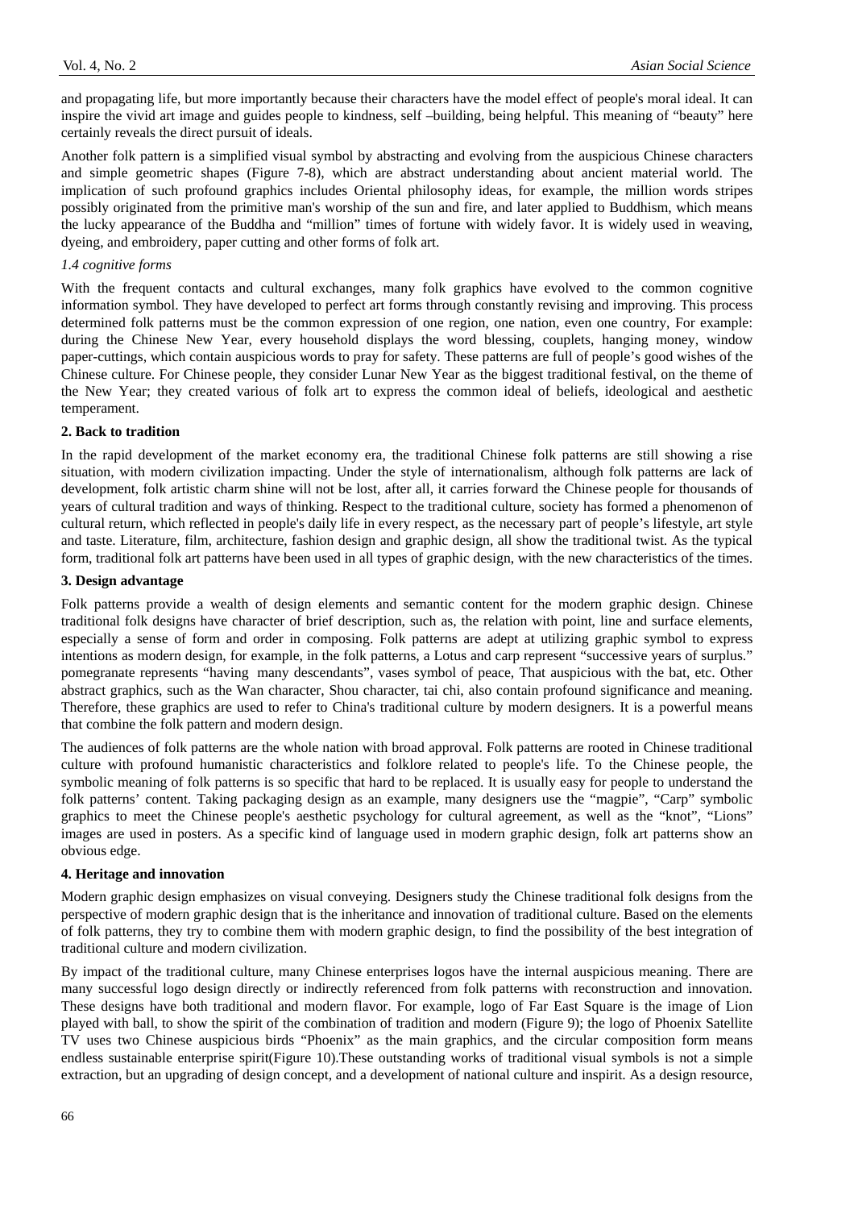and propagating life, but more importantly because their characters have the model effect of people's moral ideal. It can inspire the vivid art image and guides people to kindness, self –building, being helpful. This meaning of "beauty" here certainly reveals the direct pursuit of ideals.

Another folk pattern is a simplified visual symbol by abstracting and evolving from the auspicious Chinese characters and simple geometric shapes (Figure 7-8), which are abstract understanding about ancient material world. The implication of such profound graphics includes Oriental philosophy ideas, for example, the million words stripes possibly originated from the primitive man's worship of the sun and fire, and later applied to Buddhism, which means the lucky appearance of the Buddha and "million" times of fortune with widely favor. It is widely used in weaving, dyeing, and embroidery, paper cutting and other forms of folk art.

### *1.4 cognitive forms*

With the frequent contacts and cultural exchanges, many folk graphics have evolved to the common cognitive information symbol. They have developed to perfect art forms through constantly revising and improving. This process determined folk patterns must be the common expression of one region, one nation, even one country, For example: during the Chinese New Year, every household displays the word blessing, couplets, hanging money, window paper-cuttings, which contain auspicious words to pray for safety. These patterns are full of people's good wishes of the Chinese culture. For Chinese people, they consider Lunar New Year as the biggest traditional festival, on the theme of the New Year; they created various of folk art to express the common ideal of beliefs, ideological and aesthetic temperament.

## **2. Back to tradition**

In the rapid development of the market economy era, the traditional Chinese folk patterns are still showing a rise situation, with modern civilization impacting. Under the style of internationalism, although folk patterns are lack of development, folk artistic charm shine will not be lost, after all, it carries forward the Chinese people for thousands of years of cultural tradition and ways of thinking. Respect to the traditional culture, society has formed a phenomenon of cultural return, which reflected in people's daily life in every respect, as the necessary part of people's lifestyle, art style and taste. Literature, film, architecture, fashion design and graphic design, all show the traditional twist. As the typical form, traditional folk art patterns have been used in all types of graphic design, with the new characteristics of the times.

## **3. Design advantage**

Folk patterns provide a wealth of design elements and semantic content for the modern graphic design. Chinese traditional folk designs have character of brief description, such as, the relation with point, line and surface elements, especially a sense of form and order in composing. Folk patterns are adept at utilizing graphic symbol to express intentions as modern design, for example, in the folk patterns, a Lotus and carp represent "successive years of surplus." pomegranate represents "having many descendants", vases symbol of peace, That auspicious with the bat, etc. Other abstract graphics, such as the Wan character, Shou character, tai chi, also contain profound significance and meaning. Therefore, these graphics are used to refer to China's traditional culture by modern designers. It is a powerful means that combine the folk pattern and modern design.

The audiences of folk patterns are the whole nation with broad approval. Folk patterns are rooted in Chinese traditional culture with profound humanistic characteristics and folklore related to people's life. To the Chinese people, the symbolic meaning of folk patterns is so specific that hard to be replaced. It is usually easy for people to understand the folk patterns' content. Taking packaging design as an example, many designers use the "magpie", "Carp" symbolic graphics to meet the Chinese people's aesthetic psychology for cultural agreement, as well as the "knot", "Lions" images are used in posters. As a specific kind of language used in modern graphic design, folk art patterns show an obvious edge.

## **4. Heritage and innovation**

Modern graphic design emphasizes on visual conveying. Designers study the Chinese traditional folk designs from the perspective of modern graphic design that is the inheritance and innovation of traditional culture. Based on the elements of folk patterns, they try to combine them with modern graphic design, to find the possibility of the best integration of traditional culture and modern civilization.

By impact of the traditional culture, many Chinese enterprises logos have the internal auspicious meaning. There are many successful logo design directly or indirectly referenced from folk patterns with reconstruction and innovation. These designs have both traditional and modern flavor. For example, logo of Far East Square is the image of Lion played with ball, to show the spirit of the combination of tradition and modern (Figure 9); the logo of Phoenix Satellite TV uses two Chinese auspicious birds "Phoenix" as the main graphics, and the circular composition form means endless sustainable enterprise spirit(Figure 10).These outstanding works of traditional visual symbols is not a simple extraction, but an upgrading of design concept, and a development of national culture and inspirit. As a design resource,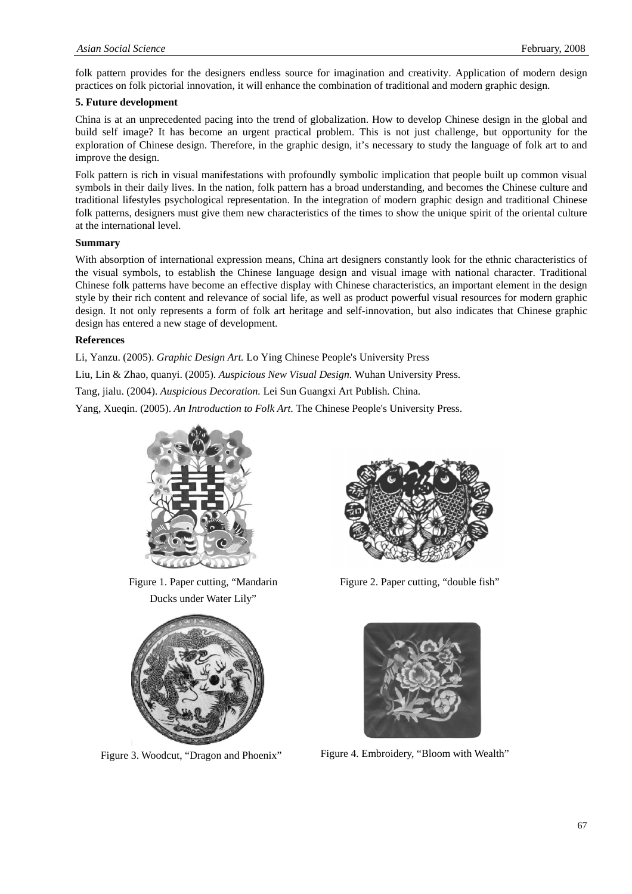folk pattern provides for the designers endless source for imagination and creativity. Application of modern design practices on folk pictorial innovation, it will enhance the combination of traditional and modern graphic design.

## 5. Future development

China is at an unprecedented pacing into the trend of globalization. How to develop Chinese design in the global and build self image? It has become an urgent practical problem. This is not just challenge, but opportunity for the exploration of Chinese design. Therefore, in the graphic design, it's necessary to study the language of folk art to and improve the design.

Folk pattern is rich in visual manifestations with profoundly symbolic implication that people built up common visual symbols in their daily lives. In the nation, folk pattern has a broad understanding, and becomes the Chinese culture and traditional lifestyles psychological representation. In the integration of modern graphic design and traditional Chinese folk patterns, designers must give them new characteristics of the times to show the unique spirit of the oriental culture at the international level.

## Summary

With absorption of international expression means, China art designers constantly look for the ethnic characteristics of the visual symbols, to establish the Chinese language design and visual image with national character. Traditional Chinese folk patterns have become an effective display with Chinese characteristics, an important element in the design style by their rich content and relevance of social life, as well as product powerful visual resources for modern graphic design. It not only represents a form of folk art heritage and self-innovation, but also indicates that Chinese graphic design has entered a new stage of development.

## References

Li, Yanzu. (2005). *Graphic Design Art.* Lo Ying Chinese People's University Press

Liu, Lin & Zhao, quanyi. (2005). *Auspicious New Visual Design.* Wuhan University Press.

Tang, jialu. (2004). *Auspicious Decoration.* Lei Sun Guangxi Art Publish. China.

Yang, Xueqin. (2005). *An Introduction to Folk Art.* The Chinese People's University Press.

Figure 1. Paper cutting, "Mandarin Ducks under Water Lily"

Figure 2. Paper cutting, "double fish"

Figure 3. Woodcut, "Dragon and Phoenix"

Figure 4. Embroidery, "Bloom with Wealth"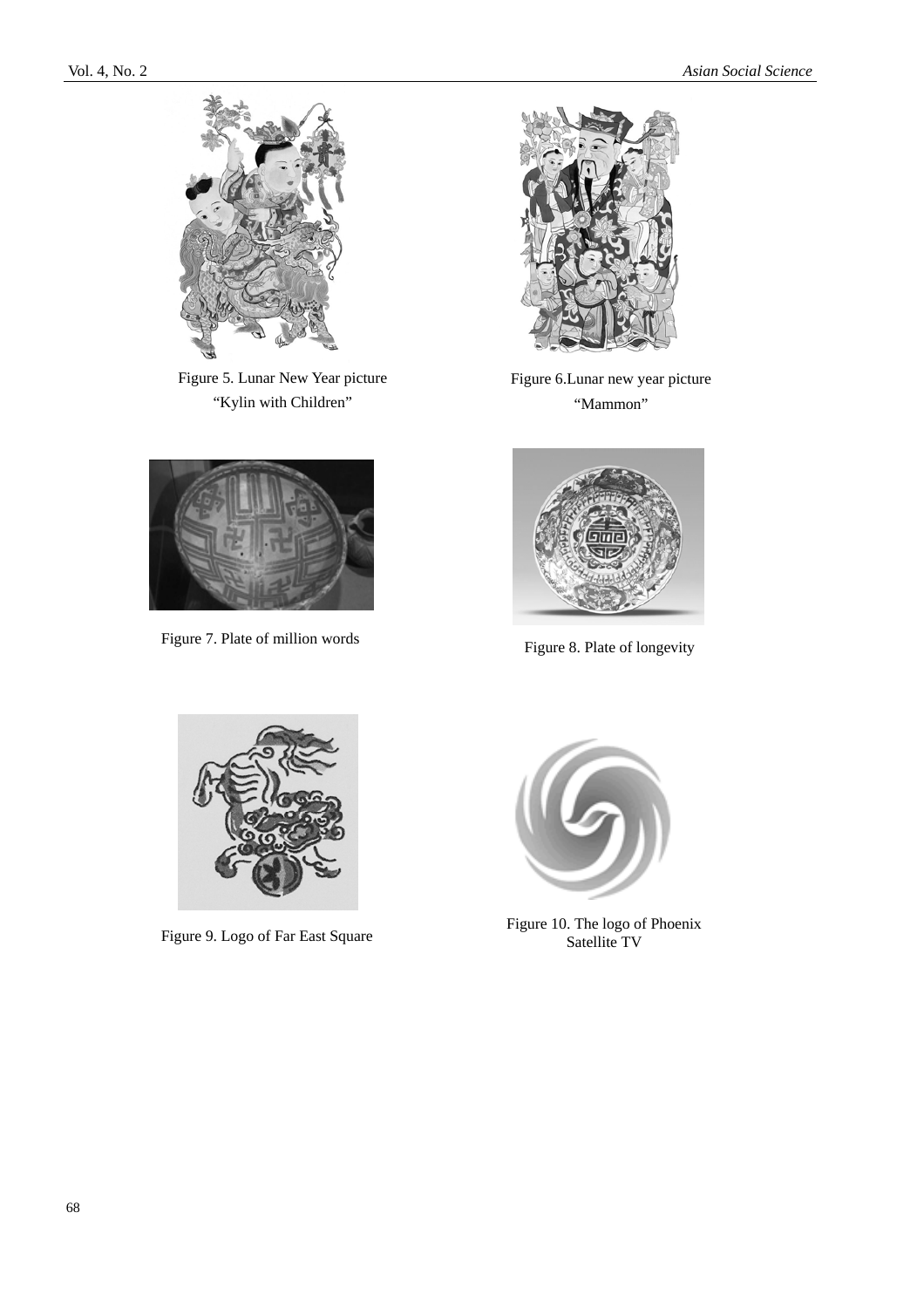Figure 5. Lunar New Year picture "Kylin with Children"

Figure 6.Lunar new year picture "Mammon"

Figure 7. Plate of million words

Figure 8. Plate of longevity

Figure 9. Logo of Far East Square

Figure 10. The logo of Phoenix Satellite TV